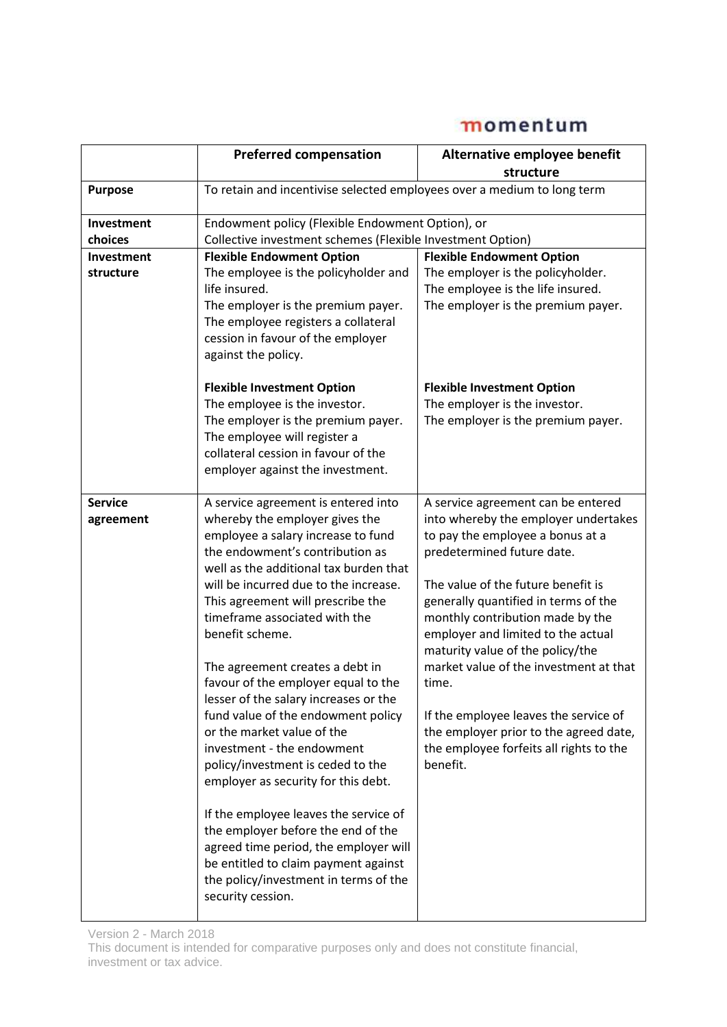momentum

| | Preferred compensation | Alternative employee benefit structure |
|---|---|---|
| **Purpose** | To retain and incentivise selected employees over a medium to long term | |
| **Investment choices** | Endowment policy (Flexible Endowment Option), or<br>Collective investment schemes (Flexible Investment Option) | |
| **Investment structure** | **Flexible Endowment Option**<br>The employee is the policyholder and life insured.<br>The employer is the premium payer.<br>The employee registers a collateral cession in favour of the employer against the policy.<br><br>**Flexible Investment Option**<br>The employee is the investor.<br>The employer is the premium payer.<br>The employee will register a collateral cession in favour of the employer against the investment. | **Flexible Endowment Option**<br>The employer is the policyholder.<br>The employee is the life insured.<br>The employer is the premium payer.<br><br>**Flexible Investment Option**<br>The employer is the investor.<br>The employer is the premium payer. |
| **Service agreement** | A service agreement is entered into whereby the employer gives the employee a salary increase to fund the endowment's contribution as well as the additional tax burden that will be incurred due to the increase. This agreement will prescribe the timeframe associated with the benefit scheme.<br><br>The agreement creates a debt in favour of the employer equal to the lesser of the salary increases or the fund value of the endowment policy or the market value of the investment - the endowment policy/investment is ceded to the employer as security for this debt.<br><br>If the employee leaves the service of the employer before the end of the agreed time period, the employer will be entitled to claim payment against the policy/investment in terms of the security cession. | A service agreement can be entered into whereby the employer undertakes to pay the employee a bonus at a predetermined future date.<br><br>The value of the future benefit is generally quantified in terms of the monthly contribution made by the employer and limited to the actual maturity value of the policy/the market value of the investment at that time.<br><br>If the employee leaves the service of the employer prior to the agreed date, the employee forfeits all rights to the benefit. |

Version 2 - March 2018

This document is intended for comparative purposes only and does not constitute financial, investment or tax advice.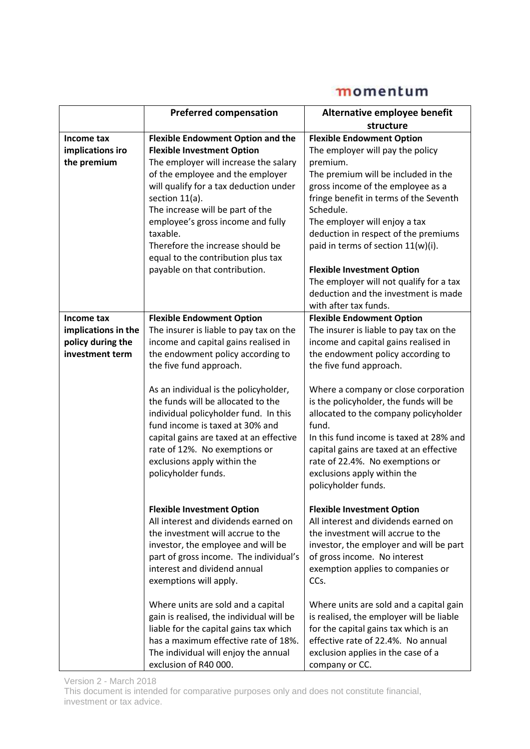| | Preferred compensation | Alternative employee benefit structure |
|---|---|---|
| **Income tax implications iro the premium** | **Flexible Endowment Option and the Flexible Investment Option**<br>The employer will increase the salary of the employee and the employer will qualify for a tax deduction under section 11(a).<br>The increase will be part of the employee's gross income and fully taxable.<br>Therefore the increase should be equal to the contribution plus tax payable on that contribution. | **Flexible Endowment Option**<br>The employer will pay the policy premium.<br>The premium will be included in the gross income of the employee as a fringe benefit in terms of the Seventh Schedule.<br>The employer will enjoy a tax deduction in respect of the premiums paid in terms of section 11(w)(i).<br><br>**Flexible Investment Option**<br>The employer will not qualify for a tax deduction and the investment is made with after tax funds. |
| **Income tax implications in the policy during the investment term** | **Flexible Endowment Option**<br>The insurer is liable to pay tax on the income and capital gains realised in the endowment policy according to the five fund approach.<br><br>As an individual is the policyholder, the funds will be allocated to the individual policyholder fund. In this fund income is taxed at 30% and capital gains are taxed at an effective rate of 12%. No exemptions or exclusions apply within the policyholder funds.<br><br>**Flexible Investment Option**<br>All interest and dividends earned on the investment will accrue to the investor, the employee and will be part of gross income. The individual's interest and dividend annual exemptions will apply.<br><br>Where units are sold and a capital gain is realised, the individual will be liable for the capital gains tax which has a maximum effective rate of 18%. The individual will enjoy the annual exclusion of R40 000. | **Flexible Endowment Option**<br>The insurer is liable to pay tax on the income and capital gains realised in the endowment policy according to the five fund approach.<br><br>Where a company or close corporation is the policyholder, the funds will be allocated to the company policyholder fund.<br>In this fund income is taxed at 28% and capital gains are taxed at an effective rate of 22.4%. No exemptions or exclusions apply within the policyholder funds.<br><br>**Flexible Investment Option**<br>All interest and dividends earned on the investment will accrue to the investor, the employer and will be part of gross income. No interest exemption applies to companies or CCs.<br><br>Where units are sold and a capital gain is realised, the employer will be liable for the capital gains tax which is an effective rate of 22.4%. No annual exclusion applies in the case of a company or CC. |

Version 2 - March 2018

This document is intended for comparative purposes only and does not constitute financial, investment or tax advice.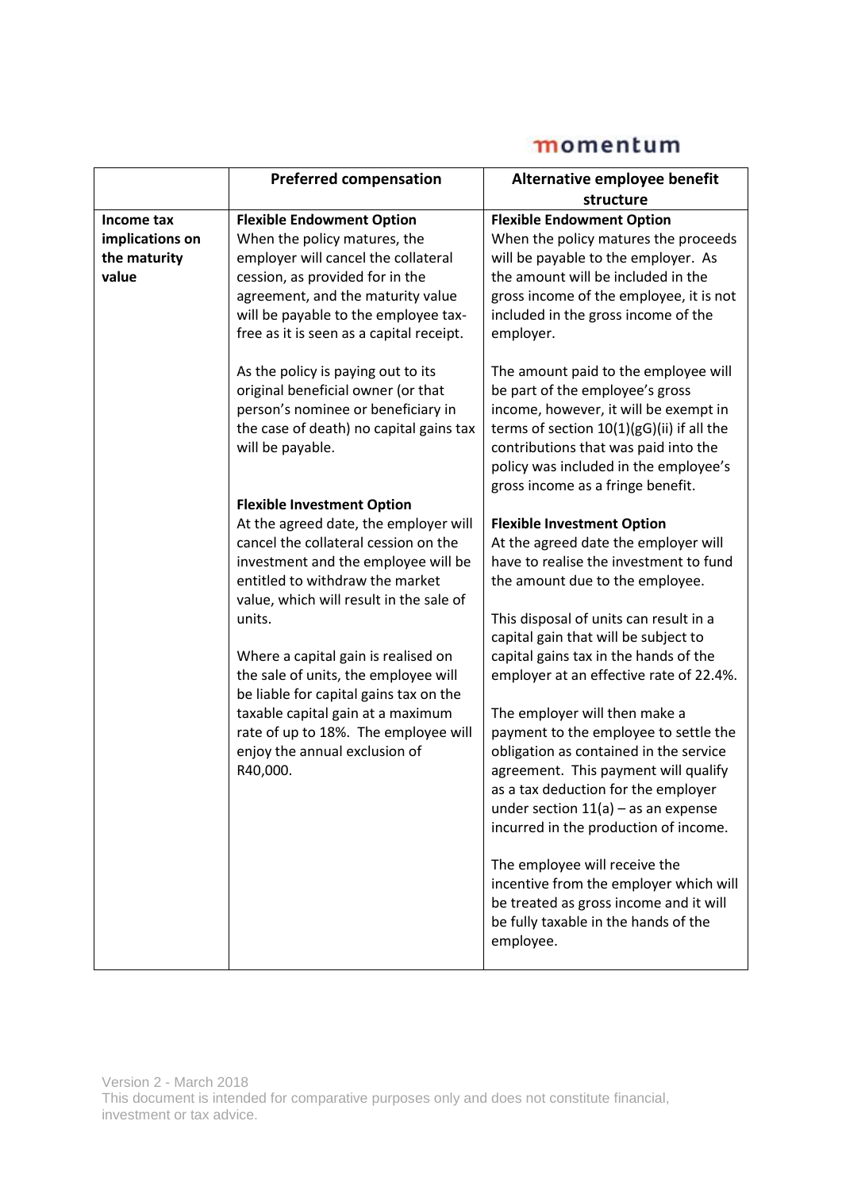| | Preferred compensation | Alternative employee benefit structure |
|---|---|---|
| **Income tax implications on the maturity value** | **Flexible Endowment Option**<br>When the policy matures, the employer will cancel the collateral cession, as provided for in the agreement, and the maturity value will be payable to the employee tax-free as it is seen as a capital receipt.<br><br>As the policy is paying out to its original beneficial owner (or that person's nominee or beneficiary in the case of death) no capital gains tax will be payable.<br><br>**Flexible Investment Option**<br>At the agreed date, the employer will cancel the collateral cession on the investment and the employee will be entitled to withdraw the market value, which will result in the sale of units.<br><br>Where a capital gain is realised on the sale of units, the employee will be liable for capital gains tax on the taxable capital gain at a maximum rate of up to 18%. The employee will enjoy the annual exclusion of R40,000. | **Flexible Endowment Option**<br>When the policy matures the proceeds will be payable to the employer. As the amount will be included in the gross income of the employee, it is not included in the gross income of the employer.<br><br>The amount paid to the employee will be part of the employee's gross income, however, it will be exempt in terms of section 10(1)(gG)(ii) if all the contributions that was paid into the policy was included in the employee's gross income as a fringe benefit.<br><br>**Flexible Investment Option**<br>At the agreed date the employer will have to realise the investment to fund the amount due to the employee.<br><br>This disposal of units can result in a capital gain that will be subject to capital gains tax in the hands of the employer at an effective rate of 22.4%.<br><br>The employer will then make a payment to the employee to settle the obligation as contained in the service agreement. This payment will qualify as a tax deduction for the employer under section 11(a) – as an expense incurred in the production of income.<br><br>The employee will receive the incentive from the employer which will be treated as gross income and it will be fully taxable in the hands of the employee. |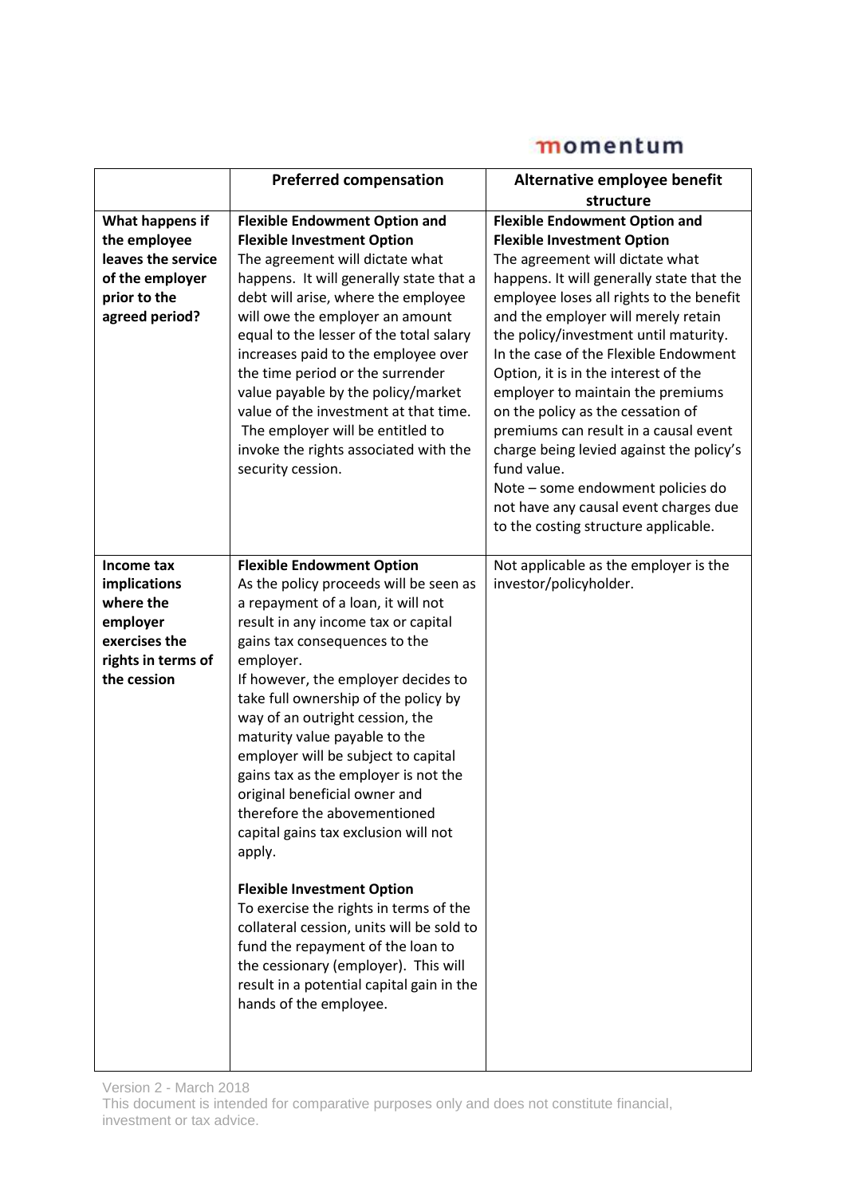| | Preferred compensation | Alternative employee benefit structure |
|---|---|---|
| **What happens if the employee leaves the service of the employer prior to the agreed period?** | **Flexible Endowment Option and Flexible Investment Option**<br>The agreement will dictate what happens. It will generally state that a debt will arise, where the employee will owe the employer an amount equal to the lesser of the total salary increases paid to the employee over the time period or the surrender value payable by the policy/market value of the investment at that time. The employer will be entitled to invoke the rights associated with the security cession. | **Flexible Endowment Option and Flexible Investment Option**<br>The agreement will dictate what happens. It will generally state that the employee loses all rights to the benefit and the employer will merely retain the policy/investment until maturity. In the case of the Flexible Endowment Option, it is in the interest of the employer to maintain the premiums on the policy as the cessation of premiums can result in a causal event charge being levied against the policy's fund value.<br>Note – some endowment policies do not have any causal event charges due to the costing structure applicable. |
| **Income tax implications where the employer exercises the rights in terms of the cession** | **Flexible Endowment Option**<br>As the policy proceeds will be seen as a repayment of a loan, it will not result in any income tax or capital gains tax consequences to the employer.<br>If however, the employer decides to take full ownership of the policy by way of an outright cession, the maturity value payable to the employer will be subject to capital gains tax as the employer is not the original beneficial owner and therefore the abovementioned capital gains tax exclusion will not apply.<br><br>**Flexible Investment Option**<br>To exercise the rights in terms of the collateral cession, units will be sold to fund the repayment of the loan to the cessionary (employer). This will result in a potential capital gain in the hands of the employee. | Not applicable as the employer is the investor/policyholder. |

Version 2 - March 2018

This document is intended for comparative purposes only and does not constitute financial, investment or tax advice.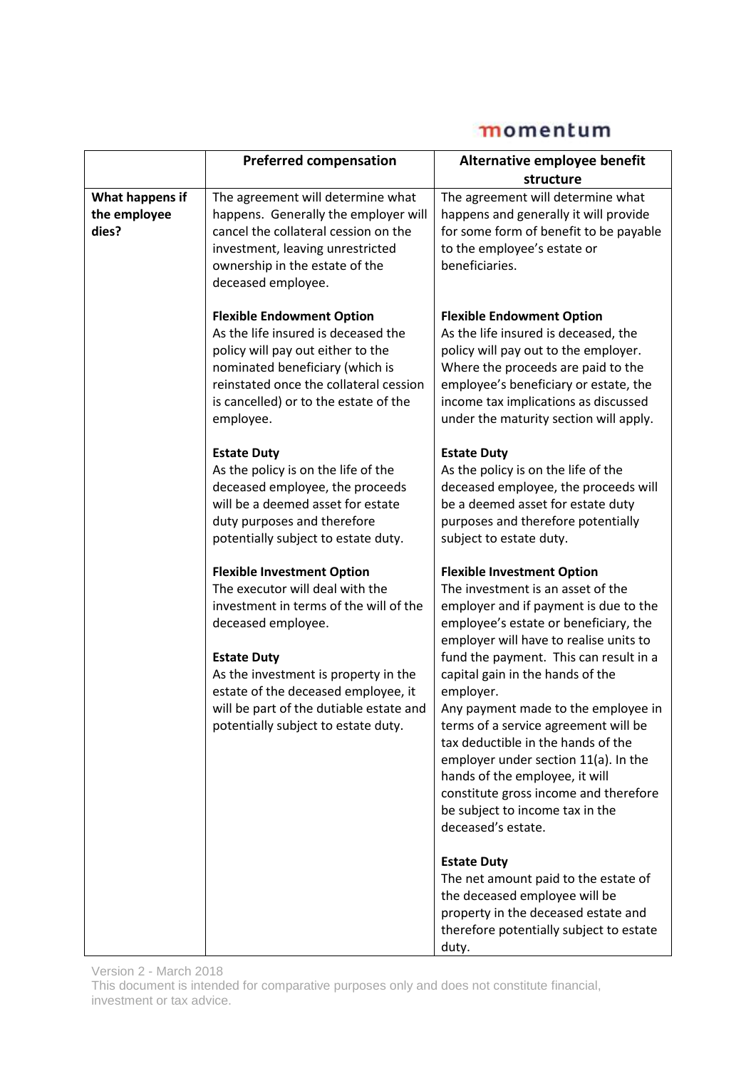| | Preferred compensation | Alternative employee benefit structure |
|---|---|---|
| **What happens if the employee dies?** | The agreement will determine what happens. Generally the employer will cancel the collateral cession on the investment, leaving unrestricted ownership in the estate of the deceased employee.<br><br>**Flexible Endowment Option**<br>As the life insured is deceased the policy will pay out either to the nominated beneficiary (which is reinstated once the collateral cession is cancelled) or to the estate of the employee.<br><br>**Estate Duty**<br>As the policy is on the life of the deceased employee, the proceeds will be a deemed asset for estate duty purposes and therefore potentially subject to estate duty.<br><br>**Flexible Investment Option**<br>The executor will deal with the investment in terms of the will of the deceased employee.<br><br>**Estate Duty**<br>As the investment is property in the estate of the deceased employee, it will be part of the dutiable estate and potentially subject to estate duty. | The agreement will determine what happens and generally it will provide for some form of benefit to be payable to the employee's estate or beneficiaries.<br><br>**Flexible Endowment Option**<br>As the life insured is deceased, the policy will pay out to the employer. Where the proceeds are paid to the employee's beneficiary or estate, the income tax implications as discussed under the maturity section will apply.<br><br>**Estate Duty**<br>As the policy is on the life of the deceased employee, the proceeds will be a deemed asset for estate duty purposes and therefore potentially subject to estate duty.<br><br>**Flexible Investment Option**<br>The investment is an asset of the employer and if payment is due to the employee's estate or beneficiary, the employer will have to realise units to fund the payment. This can result in a capital gain in the hands of the employer.<br>Any payment made to the employee in terms of a service agreement will be tax deductible in the hands of the employer under section 11(a). In the hands of the employee, it will constitute gross income and therefore be subject to income tax in the deceased's estate.<br><br>**Estate Duty**<br>The net amount paid to the estate of the deceased employee will be property in the deceased estate and therefore potentially subject to estate duty. |

Version 2 - March 2018
This document is intended for comparative purposes only and does not constitute financial, investment or tax advice.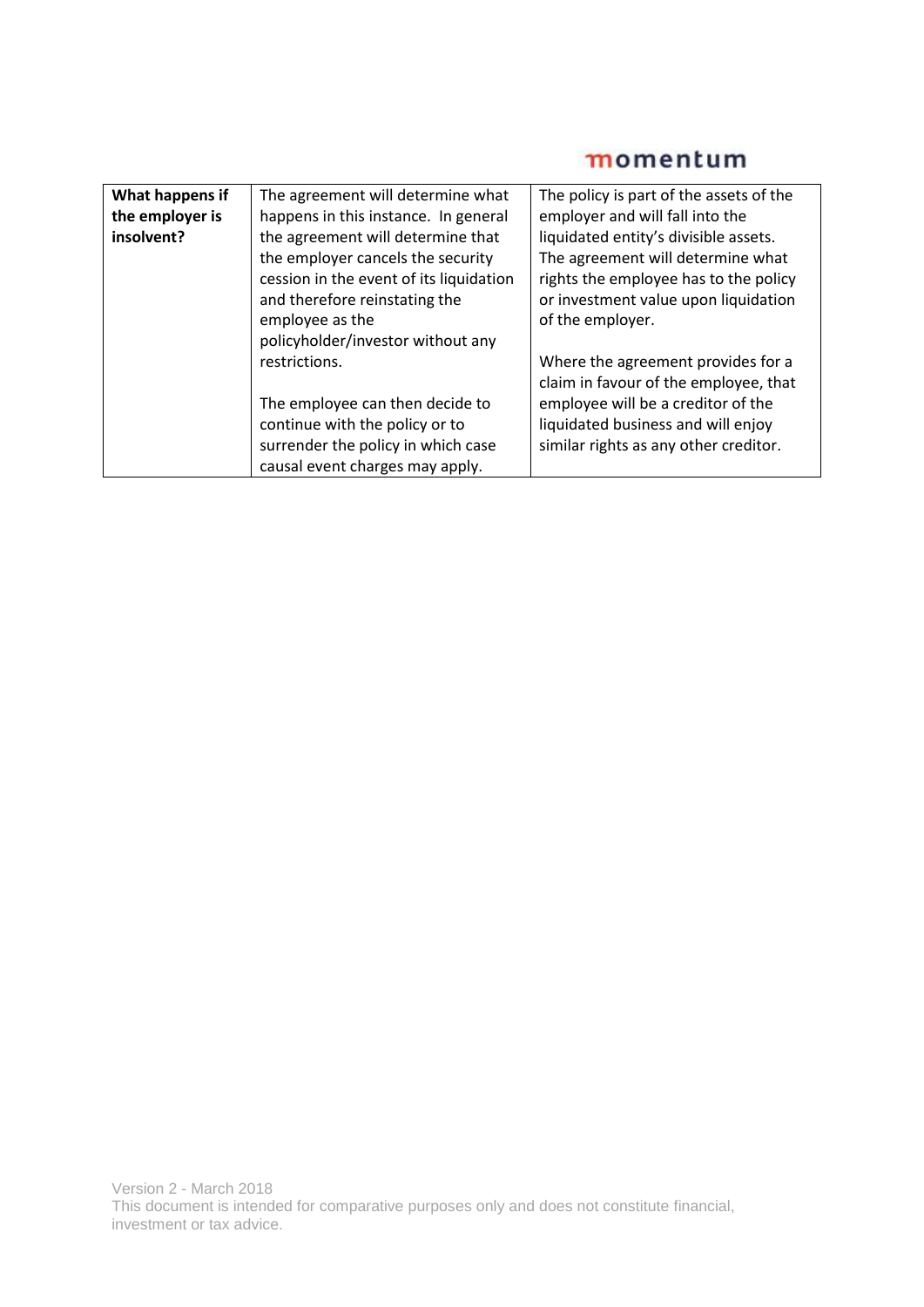| | | |
|---|---|---|
| **What happens if the employer is insolvent?** | The agreement will determine what happens in this instance. In general the agreement will determine that the employer cancels the security cession in the event of its liquidation and therefore reinstating the employee as the policyholder/investor without any restrictions.<br><br>The employee can then decide to continue with the policy or to surrender the policy in which case causal event charges may apply. | The policy is part of the assets of the employer and will fall into the liquidated entity's divisible assets. The agreement will determine what rights the employee has to the policy or investment value upon liquidation of the employer.<br><br>Where the agreement provides for a claim in favour of the employee, that employee will be a creditor of the liquidated business and will enjoy similar rights as any other creditor. |